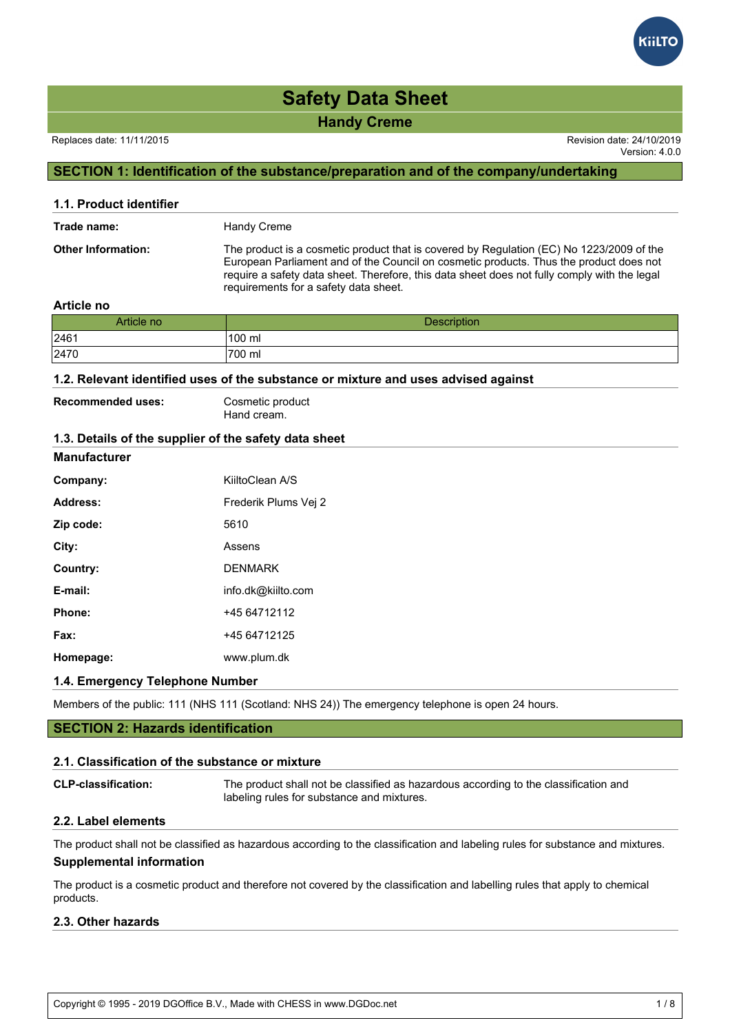# Safety Data Sheet

## Handy Creme

Replaces date: 11/11/2015

Revision date: 24/10/2019
Version: 4.0.0

## SECTION 1: Identification of the substance/preparation and of the company/undertaking

### 1.1. Product identifier

**Trade name:** Handy Creme

**Other Information:** The product is a cosmetic product that is covered by Regulation (EC) No 1223/2009 of the European Parliament and of the Council on cosmetic products. Thus the product does not require a safety data sheet. Therefore, this data sheet does not fully comply with the legal requirements for a safety data sheet.

**Article no**

| Article no | Description |
|---|---|
| 2461 | 100 ml |
| 2470 | 700 ml |

### 1.2. Relevant identified uses of the substance or mixture and uses advised against

**Recommended uses:** Cosmetic product
Hand cream.

### 1.3. Details of the supplier of the safety data sheet

**Manufacturer**

**Company:** KiiltoClean A/S

**Address:** Frederik Plums Vej 2

**Zip code:** 5610

**City:** Assens

**Country:** DENMARK

**E-mail:** info.dk@kiilto.com

**Phone:** +45 64712112

**Fax:** +45 64712125

**Homepage:** www.plum.dk

### 1.4. Emergency Telephone Number

Members of the public: 111 (NHS 111 (Scotland: NHS 24)) The emergency telephone is open 24 hours.

## SECTION 2: Hazards identification

### 2.1. Classification of the substance or mixture

**CLP-classification:** The product shall not be classified as hazardous according to the classification and labeling rules for substance and mixtures.

### 2.2. Label elements

The product shall not be classified as hazardous according to the classification and labeling rules for substance and mixtures.

**Supplemental information**

The product is a cosmetic product and therefore not covered by the classification and labelling rules that apply to chemical products.

### 2.3. Other hazards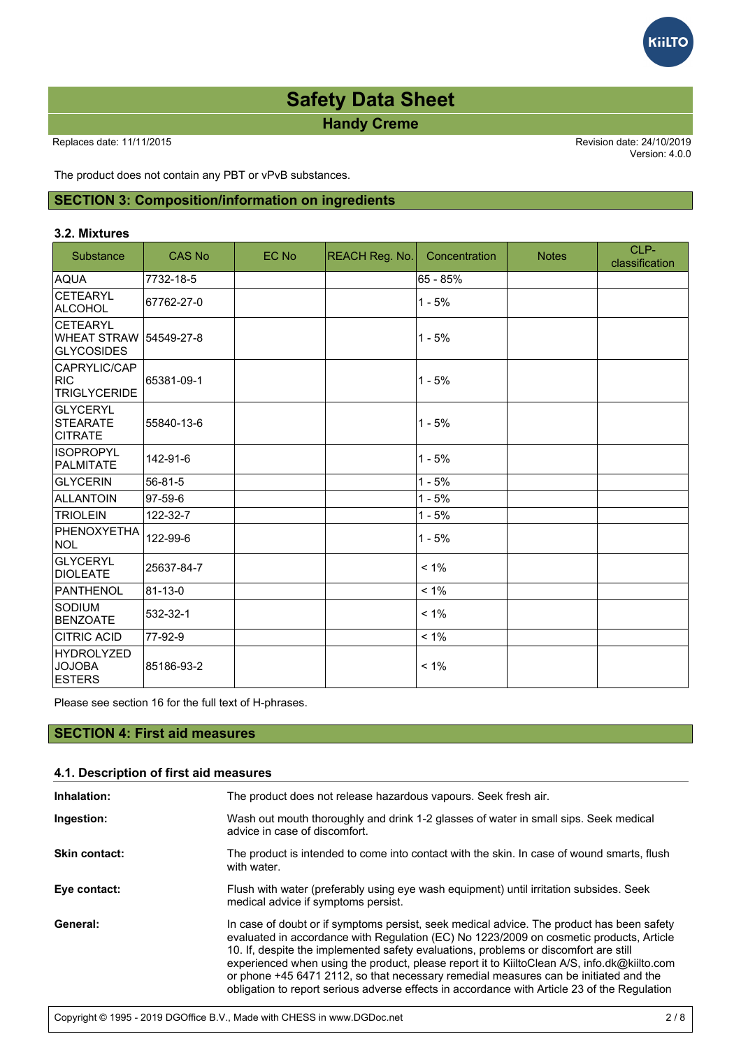The product does not contain any PBT or vPvB substances.

## SECTION 3: Composition/information on ingredients

### 3.2. Mixtures

| Substance | CAS No | EC No | REACH Reg. No. | Concentration | Notes | CLP-classification |
|---|---|---|---|---|---|---|
| AQUA | 7732-18-5 | | | 65 - 85% | | |
| CETEARYL ALCOHOL | 67762-27-0 | | | 1 - 5% | | |
| CETEARYL WHEAT STRAW GLYCOSIDES | 54549-27-8 | | | 1 - 5% | | |
| CAPRYLIC/CAPRIC TRIGLYCERIDE | 65381-09-1 | | | 1 - 5% | | |
| GLYCERYL STEARATE CITRATE | 55840-13-6 | | | 1 - 5% | | |
| ISOPROPYL PALMITATE | 142-91-6 | | | 1 - 5% | | |
| GLYCERIN | 56-81-5 | | | 1 - 5% | | |
| ALLANTOIN | 97-59-6 | | | 1 - 5% | | |
| TRIOLEIN | 122-32-7 | | | 1 - 5% | | |
| PHENOXYETHANOL | 122-99-6 | | | 1 - 5% | | |
| GLYCERYL DIOLEATE | 25637-84-7 | | | < 1% | | |
| PANTHENOL | 81-13-0 | | | < 1% | | |
| SODIUM BENZOATE | 532-32-1 | | | < 1% | | |
| CITRIC ACID | 77-92-9 | | | < 1% | | |
| HYDROLYZED JOJOBA ESTERS | 85186-93-2 | | | < 1% | | |

Please see section 16 for the full text of H-phrases.

## SECTION 4: First aid measures

### 4.1. Description of first aid measures

**Inhalation:** The product does not release hazardous vapours. Seek fresh air.

**Ingestion:** Wash out mouth thoroughly and drink 1-2 glasses of water in small sips. Seek medical advice in case of discomfort.

**Skin contact:** The product is intended to come into contact with the skin. In case of wound smarts, flush with water.

**Eye contact:** Flush with water (preferably using eye wash equipment) until irritation subsides. Seek medical advice if symptoms persist.

**General:** In case of doubt or if symptoms persist, seek medical advice. The product has been safety evaluated in accordance with Regulation (EC) No 1223/2009 on cosmetic products, Article 10. If, despite the implemented safety evaluations, problems or discomfort are still experienced when using the product, please report it to KiiltoClean A/S, info.dk@kiilto.com or phone +45 6471 2112, so that necessary remedial measures can be initiated and the obligation to report serious adverse effects in accordance with Article 23 of the Regulation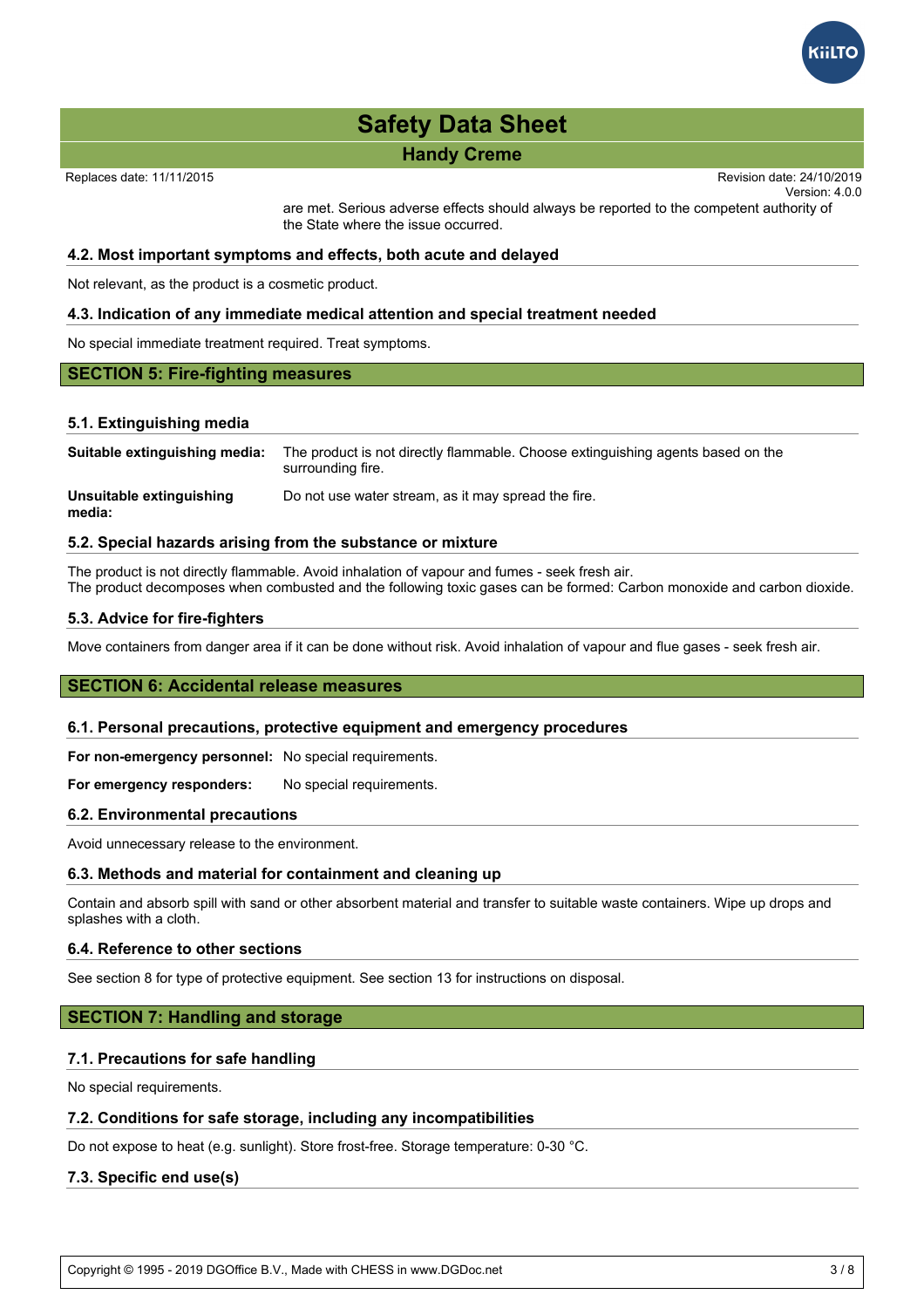are met. Serious adverse effects should always be reported to the competent authority of the State where the issue occurred.

### 4.2. Most important symptoms and effects, both acute and delayed

Not relevant, as the product is a cosmetic product.

### 4.3. Indication of any immediate medical attention and special treatment needed

No special immediate treatment required. Treat symptoms.

## SECTION 5: Fire-fighting measures

### 5.1. Extinguishing media

**Suitable extinguishing media:** The product is not directly flammable. Choose extinguishing agents based on the surrounding fire.

**Unsuitable extinguishing media:** Do not use water stream, as it may spread the fire.

### 5.2. Special hazards arising from the substance or mixture

The product is not directly flammable. Avoid inhalation of vapour and fumes - seek fresh air.
The product decomposes when combusted and the following toxic gases can be formed: Carbon monoxide and carbon dioxide.

### 5.3. Advice for fire-fighters

Move containers from danger area if it can be done without risk. Avoid inhalation of vapour and flue gases - seek fresh air.

## SECTION 6: Accidental release measures

### 6.1. Personal precautions, protective equipment and emergency procedures

**For non-emergency personnel:** No special requirements.

**For emergency responders:** No special requirements.

### 6.2. Environmental precautions

Avoid unnecessary release to the environment.

### 6.3. Methods and material for containment and cleaning up

Contain and absorb spill with sand or other absorbent material and transfer to suitable waste containers. Wipe up drops and splashes with a cloth.

### 6.4. Reference to other sections

See section 8 for type of protective equipment. See section 13 for instructions on disposal.

## SECTION 7: Handling and storage

### 7.1. Precautions for safe handling

No special requirements.

### 7.2. Conditions for safe storage, including any incompatibilities

Do not expose to heat (e.g. sunlight). Store frost-free. Storage temperature: 0-30 °C.

### 7.3. Specific end use(s)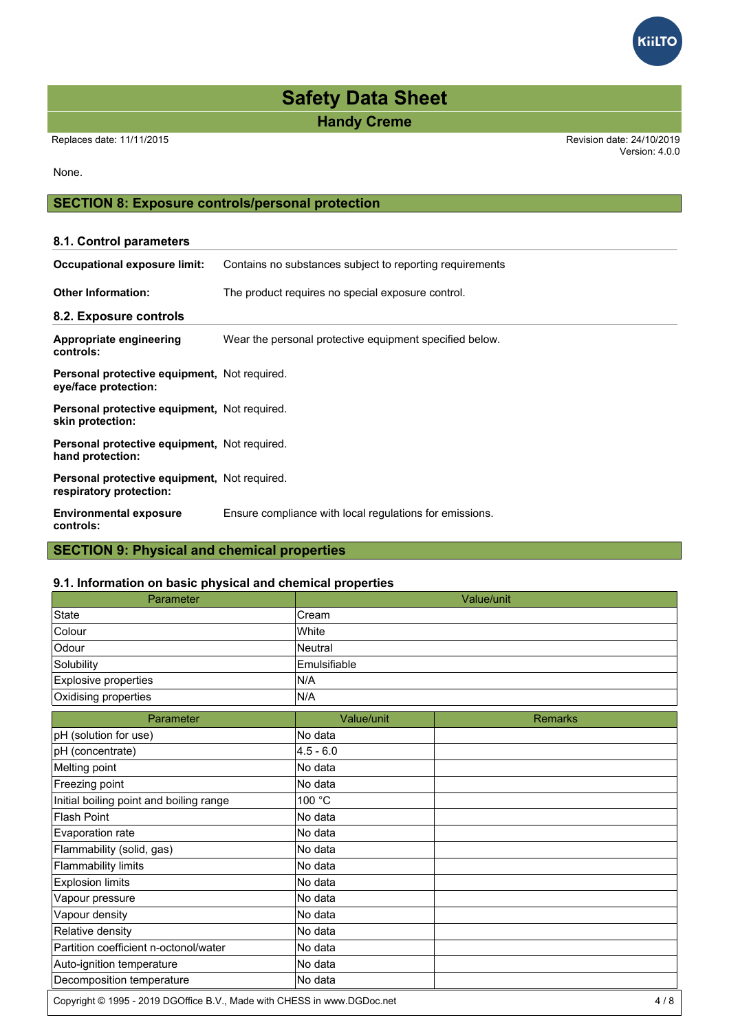None.

## SECTION 8: Exposure controls/personal protection

### 8.1. Control parameters

**Occupational exposure limit:** Contains no substances subject to reporting requirements

**Other Information:** The product requires no special exposure control.

### 8.2. Exposure controls

**Appropriate engineering controls:** Wear the personal protective equipment specified below.

**Personal protective equipment, eye/face protection:** Not required.

**Personal protective equipment, skin protection:** Not required.

**Personal protective equipment, hand protection:** Not required.

**Personal protective equipment, respiratory protection:** Not required.

**Environmental exposure controls:** Ensure compliance with local regulations for emissions.

## SECTION 9: Physical and chemical properties

### 9.1. Information on basic physical and chemical properties

| Parameter | Value/unit |
| --- | --- |
| State | Cream |
| Colour | White |
| Odour | Neutral |
| Solubility | Emulsifiable |
| Explosive properties | N/A |
| Oxidising properties | N/A |

| Parameter | Value/unit | Remarks |
| --- | --- | --- |
| pH (solution for use) | No data | |
| pH (concentrate) | 4.5 - 6.0 | |
| Melting point | No data | |
| Freezing point | No data | |
| Initial boiling point and boiling range | 100 °C | |
| Flash Point | No data | |
| Evaporation rate | No data | |
| Flammability (solid, gas) | No data | |
| Flammability limits | No data | |
| Explosion limits | No data | |
| Vapour pressure | No data | |
| Vapour density | No data | |
| Relative density | No data | |
| Partition coefficient n-octonol/water | No data | |
| Auto-ignition temperature | No data | |
| Decomposition temperature | No data | |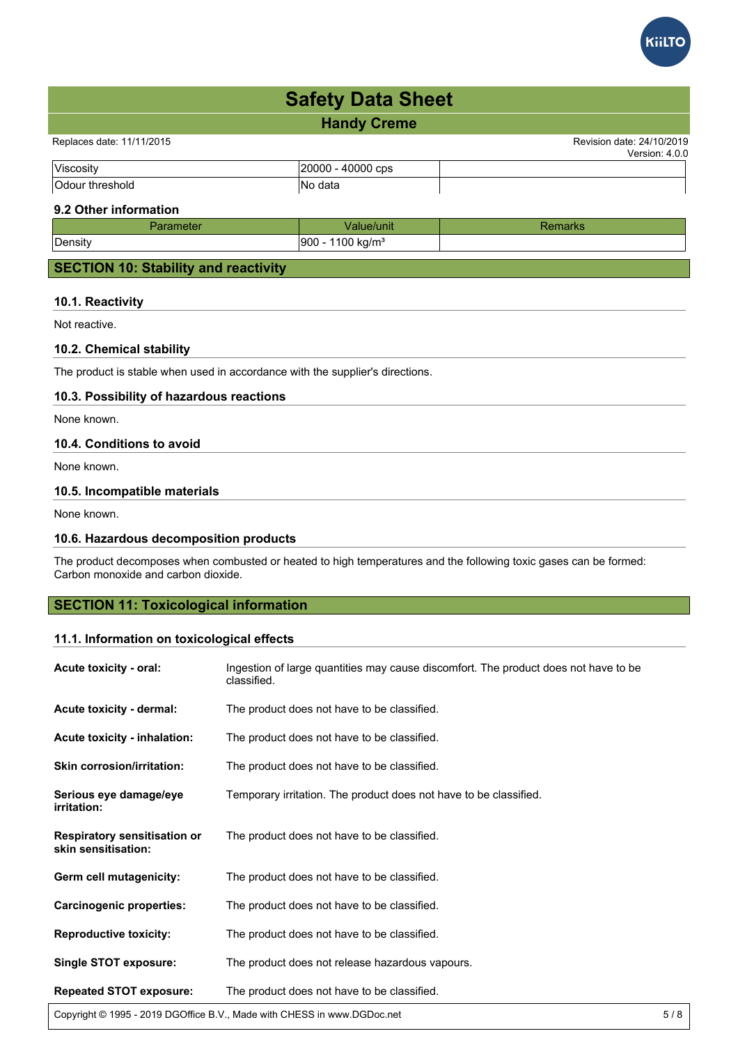| Viscosity | 20000 - 40000 cps | |
|---|---|---|
| Odour threshold | No data | |

**9.2 Other information**

| Parameter | Value/unit | Remarks |
|---|---|---|
| Density | 900 - 1100 kg/m³ | |

## SECTION 10: Stability and reactivity

### 10.1. Reactivity

Not reactive.

### 10.2. Chemical stability

The product is stable when used in accordance with the supplier's directions.

### 10.3. Possibility of hazardous reactions

None known.

### 10.4. Conditions to avoid

None known.

### 10.5. Incompatible materials

None known.

### 10.6. Hazardous decomposition products

The product decomposes when combusted or heated to high temperatures and the following toxic gases can be formed: Carbon monoxide and carbon dioxide.

## SECTION 11: Toxicological information

### 11.1. Information on toxicological effects

**Acute toxicity - oral:** Ingestion of large quantities may cause discomfort. The product does not have to be classified.

**Acute toxicity - dermal:** The product does not have to be classified.

**Acute toxicity - inhalation:** The product does not have to be classified.

**Skin corrosion/irritation:** The product does not have to be classified.

**Serious eye damage/eye irritation:** Temporary irritation. The product does not have to be classified.

**Respiratory sensitisation or skin sensitisation:** The product does not have to be classified.

**Germ cell mutagenicity:** The product does not have to be classified.

**Carcinogenic properties:** The product does not have to be classified.

**Reproductive toxicity:** The product does not have to be classified.

**Single STOT exposure:** The product does not release hazardous vapours.

**Repeated STOT exposure:** The product does not have to be classified.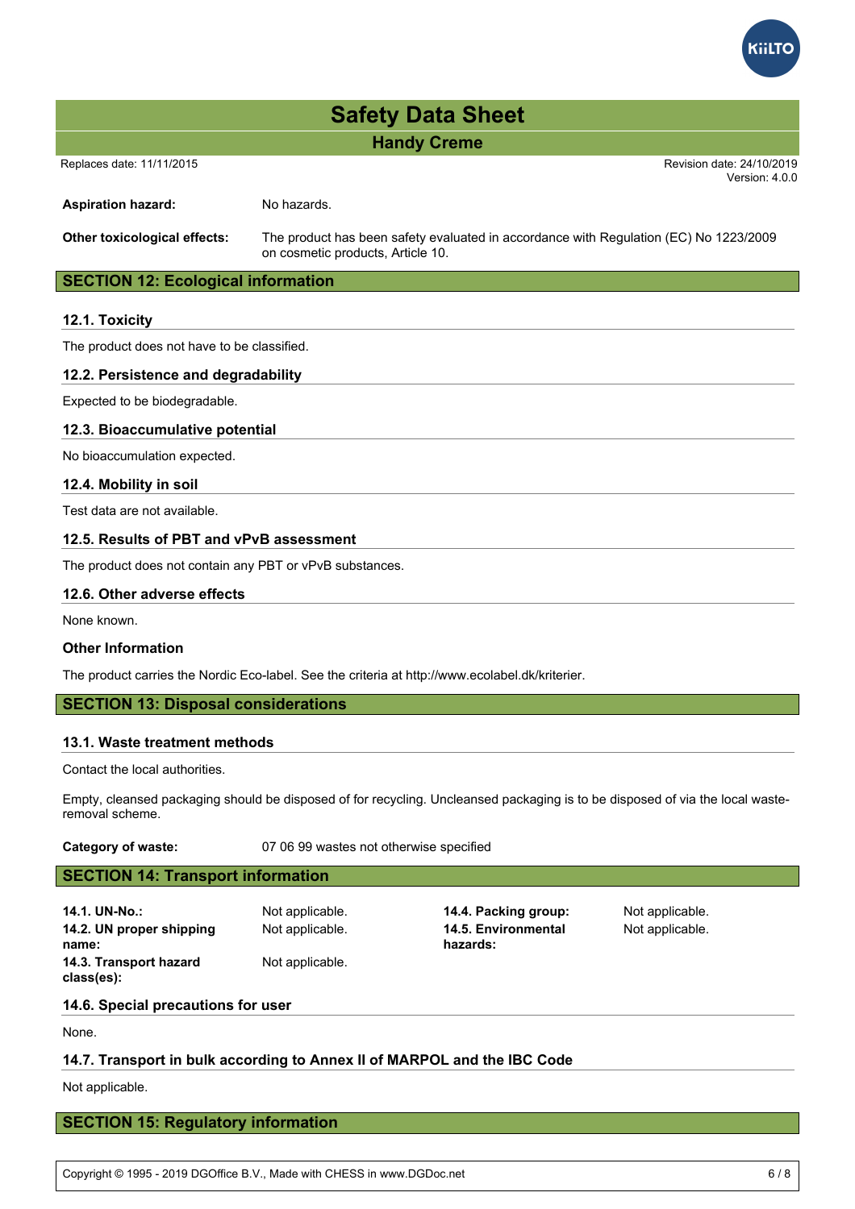**Aspiration hazard:** No hazards.

**Other toxicological effects:** The product has been safety evaluated in accordance with Regulation (EC) No 1223/2009 on cosmetic products, Article 10.

## SECTION 12: Ecological information

### 12.1. Toxicity

The product does not have to be classified.

### 12.2. Persistence and degradability

Expected to be biodegradable.

### 12.3. Bioaccumulative potential

No bioaccumulation expected.

### 12.4. Mobility in soil

Test data are not available.

### 12.5. Results of PBT and vPvB assessment

The product does not contain any PBT or vPvB substances.

### 12.6. Other adverse effects

None known.

**Other Information**

The product carries the Nordic Eco-label. See the criteria at http://www.ecolabel.dk/kriterier.

## SECTION 13: Disposal considerations

### 13.1. Waste treatment methods

Contact the local authorities.

Empty, cleansed packaging should be disposed of for recycling. Uncleansed packaging is to be disposed of via the local waste-removal scheme.

**Category of waste:** 07 06 99 wastes not otherwise specified

## SECTION 14: Transport information

| | | | |
|---|---|---|---|
| **14.1. UN-No.:** | Not applicable. | **14.4. Packing group:** | Not applicable. |
| **14.2. UN proper shipping name:** | Not applicable. | **14.5. Environmental hazards:** | Not applicable. |
| **14.3. Transport hazard class(es):** | Not applicable. | | |

### 14.6. Special precautions for user

None.

### 14.7. Transport in bulk according to Annex II of MARPOL and the IBC Code

Not applicable.

## SECTION 15: Regulatory information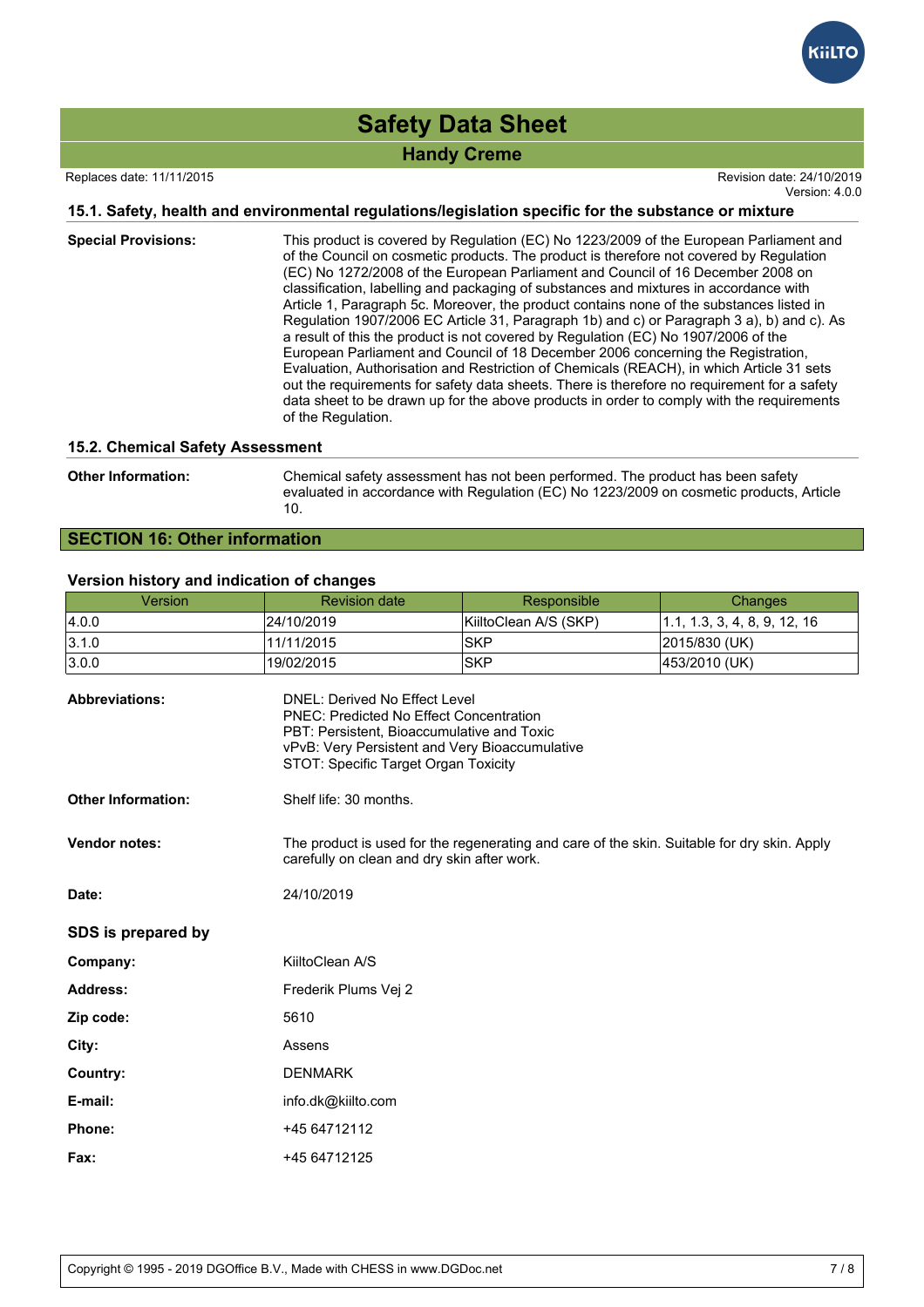### 15.1. Safety, health and environmental regulations/legislation specific for the substance or mixture

**Special Provisions:** This product is covered by Regulation (EC) No 1223/2009 of the European Parliament and of the Council on cosmetic products. The product is therefore not covered by Regulation (EC) No 1272/2008 of the European Parliament and Council of 16 December 2008 on classification, labelling and packaging of substances and mixtures in accordance with Article 1, Paragraph 5c. Moreover, the product contains none of the substances listed in Regulation 1907/2006 EC Article 31, Paragraph 1b) and c) or Paragraph 3 a), b) and c). As a result of this the product is not covered by Regulation (EC) No 1907/2006 of the European Parliament and Council of 18 December 2006 concerning the Registration, Evaluation, Authorisation and Restriction of Chemicals (REACH), in which Article 31 sets out the requirements for safety data sheets. There is therefore no requirement for a safety data sheet to be drawn up for the above products in order to comply with the requirements of the Regulation.

### 15.2. Chemical Safety Assessment

**Other Information:** Chemical safety assessment has not been performed. The product has been safety evaluated in accordance with Regulation (EC) No 1223/2009 on cosmetic products, Article 10.

## SECTION 16: Other information

### Version history and indication of changes

| Version | Revision date | Responsible | Changes |
|---|---|---|---|
| 4.0.0 | 24/10/2019 | KiiltoClean A/S (SKP) | 1.1, 1.3, 3, 4, 8, 9, 12, 16 |
| 3.1.0 | 11/11/2015 | SKP | 2015/830 (UK) |
| 3.0.0 | 19/02/2015 | SKP | 453/2010 (UK) |

**Abbreviations:**
DNEL: Derived No Effect Level
PNEC: Predicted No Effect Concentration
PBT: Persistent, Bioaccumulative and Toxic
vPvB: Very Persistent and Very Bioaccumulative
STOT: Specific Target Organ Toxicity

**Other Information:** Shelf life: 30 months.

**Vendor notes:** The product is used for the regenerating and care of the skin. Suitable for dry skin. Apply carefully on clean and dry skin after work.

**Date:** 24/10/2019

### SDS is prepared by

**Company:** KiiltoClean A/S

**Address:** Frederik Plums Vej 2

**Zip code:** 5610

**City:** Assens

**Country:** DENMARK

**E-mail:** info.dk@kiilto.com

**Phone:** +45 64712112

**Fax:** +45 64712125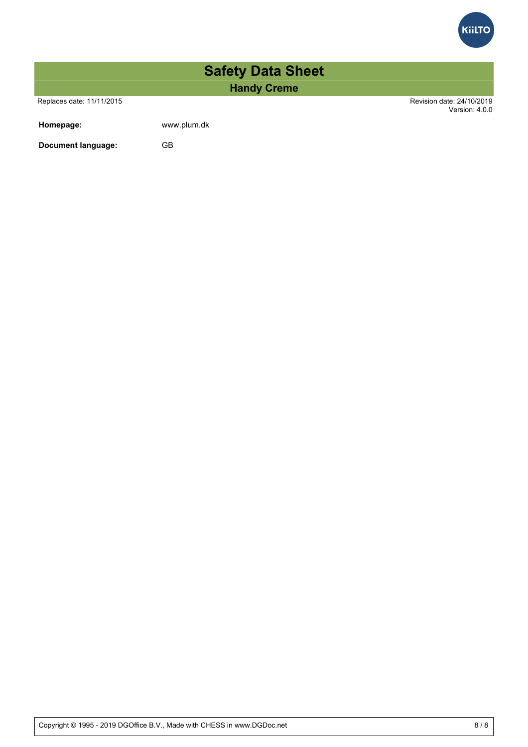| | |
|---|---|
| **Homepage:** | www.plum.dk |
| **Document language:** | GB |